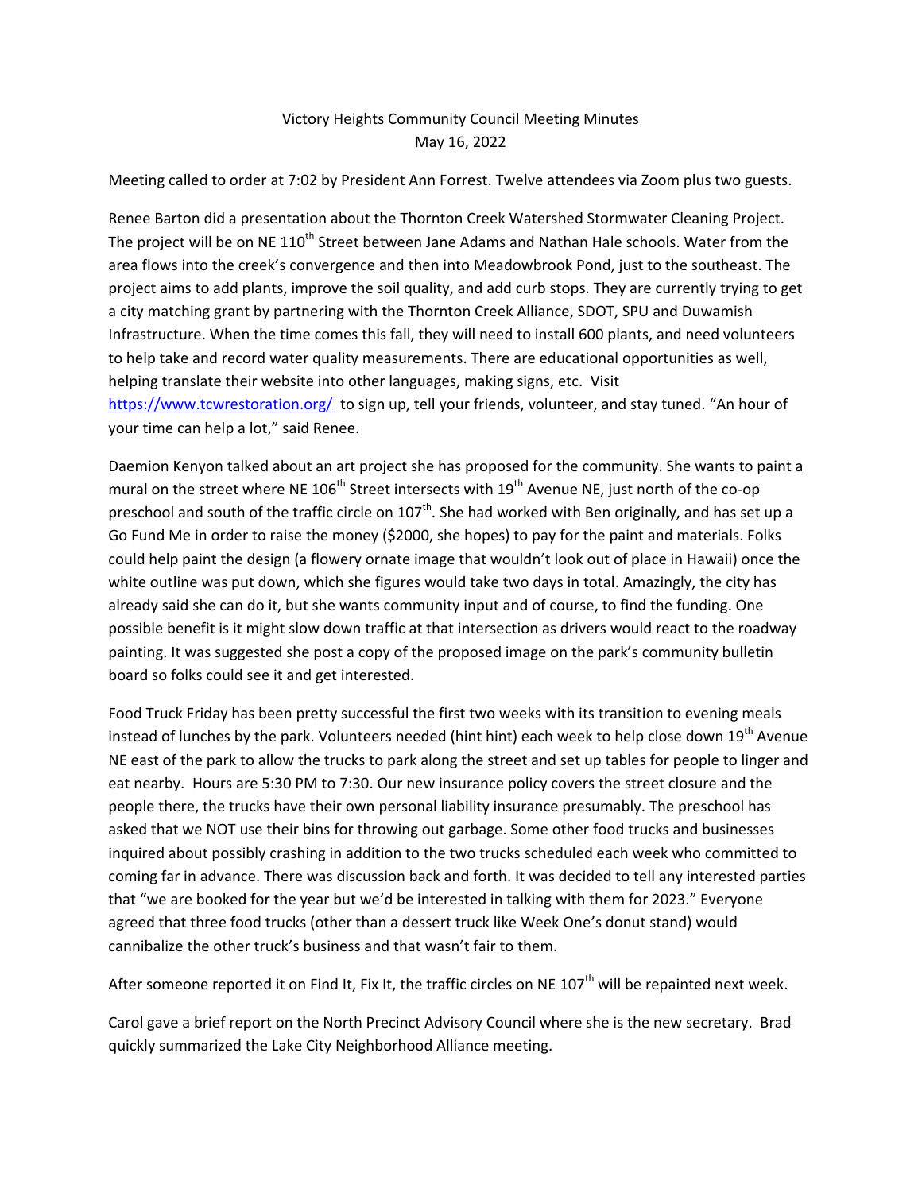# Victory Heights Community Council Meeting Minutes
May 16, 2022

Meeting called to order at 7:02 by President Ann Forrest. Twelve attendees via Zoom plus two guests.

Renee Barton did a presentation about the Thornton Creek Watershed Stormwater Cleaning Project. The project will be on NE 110th Street between Jane Adams and Nathan Hale schools. Water from the area flows into the creek's convergence and then into Meadowbrook Pond, just to the southeast. The project aims to add plants, improve the soil quality, and add curb stops. They are currently trying to get a city matching grant by partnering with the Thornton Creek Alliance, SDOT, SPU and Duwamish Infrastructure. When the time comes this fall, they will need to install 600 plants, and need volunteers to help take and record water quality measurements. There are educational opportunities as well, helping translate their website into other languages, making signs, etc. Visit https://www.tcwrestoration.org/ to sign up, tell your friends, volunteer, and stay tuned. "An hour of your time can help a lot," said Renee.

Daemion Kenyon talked about an art project she has proposed for the community. She wants to paint a mural on the street where NE 106th Street intersects with 19th Avenue NE, just north of the co-op preschool and south of the traffic circle on 107th. She had worked with Ben originally, and has set up a Go Fund Me in order to raise the money ($2000, she hopes) to pay for the paint and materials. Folks could help paint the design (a flowery ornate image that wouldn't look out of place in Hawaii) once the white outline was put down, which she figures would take two days in total. Amazingly, the city has already said she can do it, but she wants community input and of course, to find the funding. One possible benefit is it might slow down traffic at that intersection as drivers would react to the roadway painting. It was suggested she post a copy of the proposed image on the park's community bulletin board so folks could see it and get interested.

Food Truck Friday has been pretty successful the first two weeks with its transition to evening meals instead of lunches by the park. Volunteers needed (hint hint) each week to help close down 19th Avenue NE east of the park to allow the trucks to park along the street and set up tables for people to linger and eat nearby. Hours are 5:30 PM to 7:30. Our new insurance policy covers the street closure and the people there, the trucks have their own personal liability insurance presumably. The preschool has asked that we NOT use their bins for throwing out garbage. Some other food trucks and businesses inquired about possibly crashing in addition to the two trucks scheduled each week who committed to coming far in advance. There was discussion back and forth. It was decided to tell any interested parties that "we are booked for the year but we'd be interested in talking with them for 2023." Everyone agreed that three food trucks (other than a dessert truck like Week One's donut stand) would cannibalize the other truck's business and that wasn't fair to them.

After someone reported it on Find It, Fix It, the traffic circles on NE 107th will be repainted next week.

Carol gave a brief report on the North Precinct Advisory Council where she is the new secretary. Brad quickly summarized the Lake City Neighborhood Alliance meeting.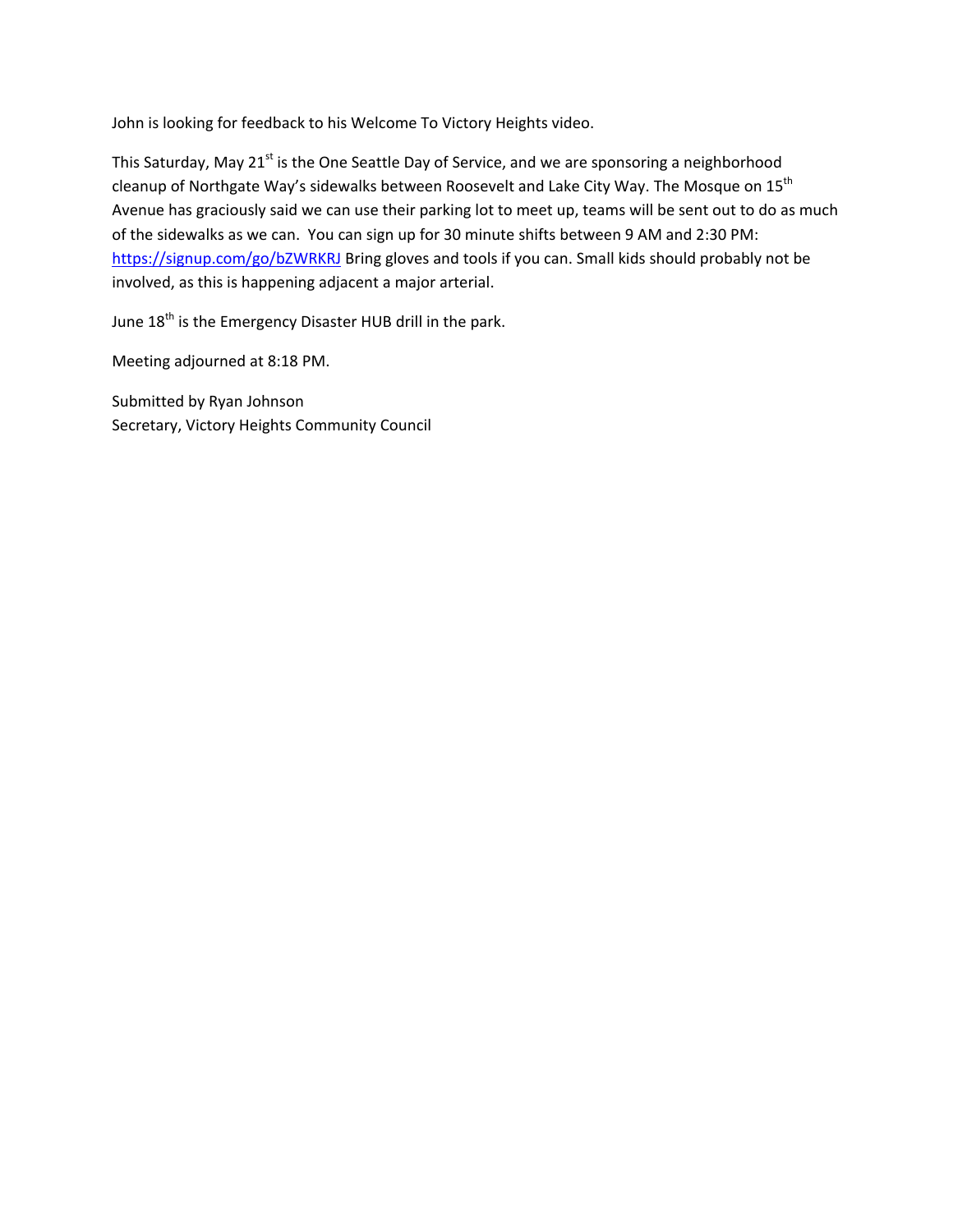John is looking for feedback to his Welcome To Victory Heights video.

This Saturday, May 21st is the One Seattle Day of Service, and we are sponsoring a neighborhood cleanup of Northgate Way's sidewalks between Roosevelt and Lake City Way. The Mosque on 15th Avenue has graciously said we can use their parking lot to meet up, teams will be sent out to do as much of the sidewalks as we can. You can sign up for 30 minute shifts between 9 AM and 2:30 PM: https://signup.com/go/bZWRKRJ Bring gloves and tools if you can. Small kids should probably not be involved, as this is happening adjacent a major arterial.

June 18th is the Emergency Disaster HUB drill in the park.

Meeting adjourned at 8:18 PM.

Submitted by Ryan Johnson
Secretary, Victory Heights Community Council